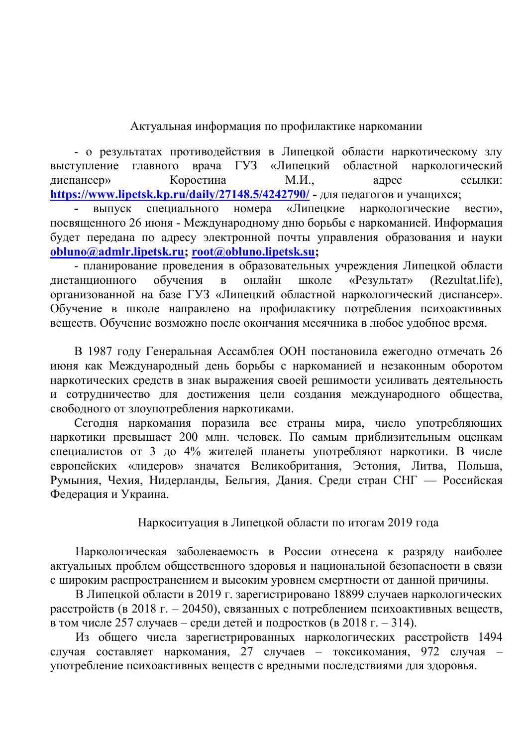## Актуальная информация по профилактике наркомании

- о результатах противодействия в Липецкой области наркотическому злу выступление главного врача ГУЗ «Липецкий областной наркологический диспансер» Коростина М.И., адрес ссылки: **https://www.lipetsk.kp.ru/daily/27148.5/4242790/** **-** для педагогов и учащихся;
- выпуск специального номера «Липецкие наркологические вести», посвященного 26 июня - Международному дню борьбы с наркоманией. Информация будет передана по адресу электронной почты управления образования и науки **obluno@admlr.lipetsk.ru; root@obluno.lipetsk.su;**
- планирование проведения в образовательных учреждения Липецкой области дистанционного обучения в онлайн школе «Результат» (Rezultat.life), организованной на базе ГУЗ «Липецкий областной наркологический диспансер». Обучение в школе направлено на профилактику потребления психоактивных веществ. Обучение возможно после окончания месячника в любое удобное время.

В 1987 году Генеральная Ассамблея ООН постановила ежегодно отмечать 26 июня как Международный день борьбы с наркоманией и незаконным оборотом наркотических средств в знак выражения своей решимости усиливать деятельность и сотрудничество для достижения цели создания международного общества, свободного от злоупотребления наркотиками.

Сегодня наркомания поразила все страны мира, число употребляющих наркотики превышает 200 млн. человек. По самым приблизительным оценкам специалистов от 3 до 4% жителей планеты употребляют наркотики. В числе европейских «лидеров» значатся Великобритания, Эстония, Литва, Польша, Румыния, Чехия, Нидерланды, Бельгия, Дания. Среди стран СНГ — Российская Федерация и Украина.

## Наркоситуация в Липецкой области по итогам 2019 года

Наркологическая заболеваемость в России отнесена к разряду наиболее актуальных проблем общественного здоровья и национальной безопасности в связи с широким распространением и высоким уровнем смертности от данной причины.

В Липецкой области в 2019 г. зарегистрировано 18899 случаев наркологических расстройств (в 2018 г. – 20450), связанных с потреблением психоактивных веществ, в том числе 257 случаев – среди детей и подростков (в 2018 г. – 314).

Из общего числа зарегистрированных наркологических расстройств 1494 случая составляет наркомания, 27 случаев – токсикомания, 972 случая – употребление психоактивных веществ с вредными последствиями для здоровья.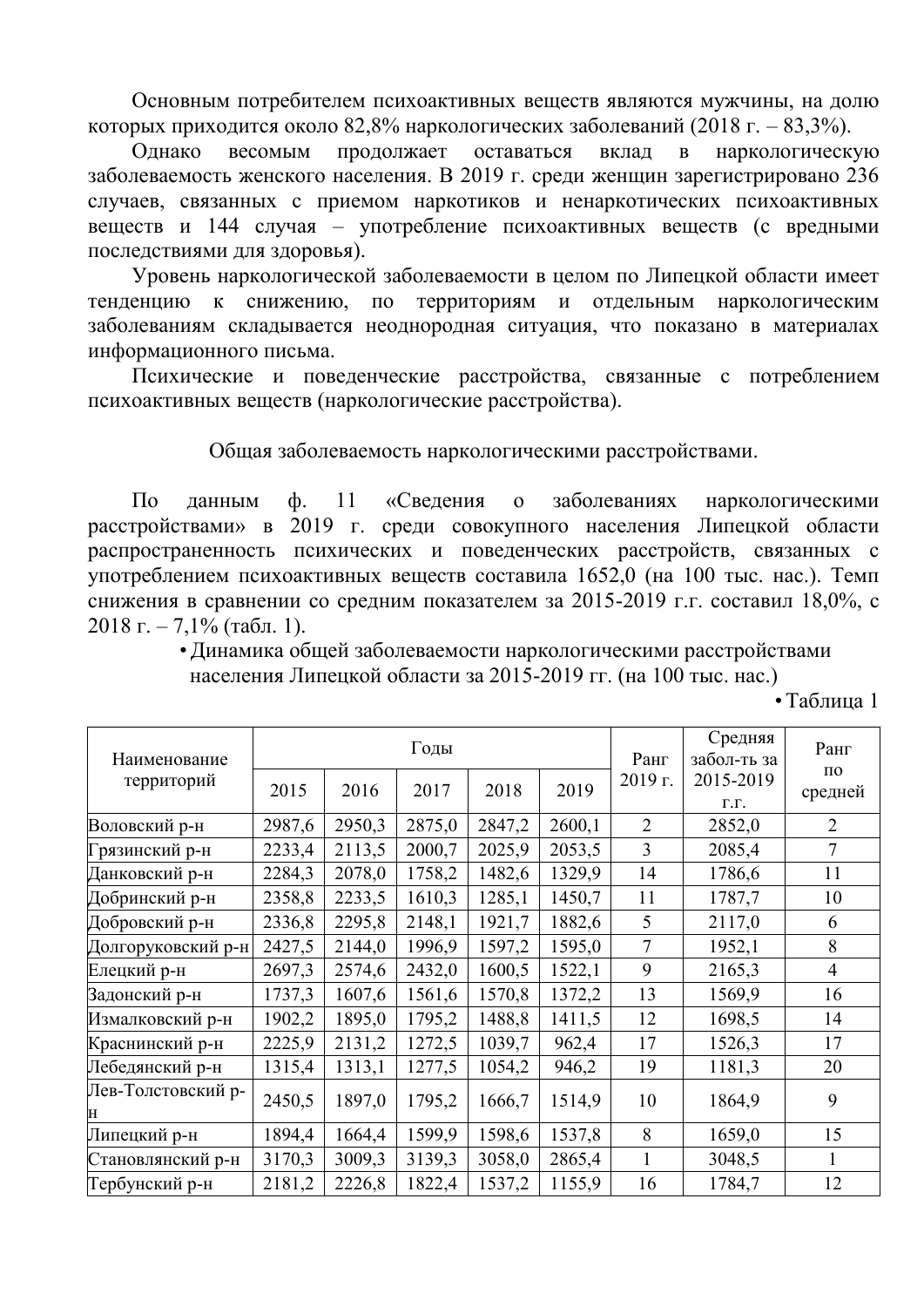Основным потребителем психоактивных веществ являются мужчины, на долю которых приходится около 82,8% наркологических заболеваний (2018 г. – 83,3%).

Однако весомым продолжает оставаться вклад в наркологическую заболеваемость женского населения. В 2019 г. среди женщин зарегистрировано 236 случаев, связанных с приемом наркотиков и ненаркотических психоактивных веществ и 144 случая – употребление психоактивных веществ (с вредными последствиями для здоровья).

Уровень наркологической заболеваемости в целом по Липецкой области имеет тенденцию к снижению, по территориям и отдельным наркологическим заболеваниям складывается неоднородная ситуация, что показано в материалах информационного письма.

Психические и поведенческие расстройства, связанные с потреблением психоактивных веществ (наркологические расстройства).

## Общая заболеваемость наркологическими расстройствами.

По данным ф. 11 «Сведения о заболеваниях наркологическими расстройствами» в 2019 г. среди совокупного населения Липецкой области распространенность психических и поведенческих расстройств, связанных с употреблением психоактивных веществ составила 1652,0 (на 100 тыс. нас.). Темп снижения в сравнении со средним показателем за 2015-2019 г.г. составил 18,0%, с 2018 г. – 7,1% (табл. 1).

- Динамика общей заболеваемости наркологическими расстройствами населения Липецкой области за 2015-2019 гг. (на 100 тыс. нас.)

- Таблица 1

| Наименование территорий | Годы | | | | | Ранг 2019 г. | Средняя забол-ть за 2015-2019 г.г. | Ранг по средней |
|---|---|---|---|---|---|---|---|---|
| | 2015 | 2016 | 2017 | 2018 | 2019 | | | |
| Воловский р-н | 2987,6 | 2950,3 | 2875,0 | 2847,2 | 2600,1 | 2 | 2852,0 | 2 |
| Грязинский р-н | 2233,4 | 2113,5 | 2000,7 | 2025,9 | 2053,5 | 3 | 2085,4 | 7 |
| Данковский р-н | 2284,3 | 2078,0 | 1758,2 | 1482,6 | 1329,9 | 14 | 1786,6 | 11 |
| Добринский р-н | 2358,8 | 2233,5 | 1610,3 | 1285,1 | 1450,7 | 11 | 1787,7 | 10 |
| Добровский р-н | 2336,8 | 2295,8 | 2148,1 | 1921,7 | 1882,6 | 5 | 2117,0 | 6 |
| Долгоруковский р-н | 2427,5 | 2144,0 | 1996,9 | 1597,2 | 1595,0 | 7 | 1952,1 | 8 |
| Елецкий р-н | 2697,3 | 2574,6 | 2432,0 | 1600,5 | 1522,1 | 9 | 2165,3 | 4 |
| Задонский р-н | 1737,3 | 1607,6 | 1561,6 | 1570,8 | 1372,2 | 13 | 1569,9 | 16 |
| Измалковский р-н | 1902,2 | 1895,0 | 1795,2 | 1488,8 | 1411,5 | 12 | 1698,5 | 14 |
| Краснинский р-н | 2225,9 | 2131,2 | 1272,5 | 1039,7 | 962,4 | 17 | 1526,3 | 17 |
| Лебедянский р-н | 1315,4 | 1313,1 | 1277,5 | 1054,2 | 946,2 | 19 | 1181,3 | 20 |
| Лев-Толстовский р-н | 2450,5 | 1897,0 | 1795,2 | 1666,7 | 1514,9 | 10 | 1864,9 | 9 |
| Липецкий р-н | 1894,4 | 1664,4 | 1599,9 | 1598,6 | 1537,8 | 8 | 1659,0 | 15 |
| Становлянский р-н | 3170,3 | 3009,3 | 3139,3 | 3058,0 | 2865,4 | 1 | 3048,5 | 1 |
| Тербунский р-н | 2181,2 | 2226,8 | 1822,4 | 1537,2 | 1155,9 | 16 | 1784,7 | 12 |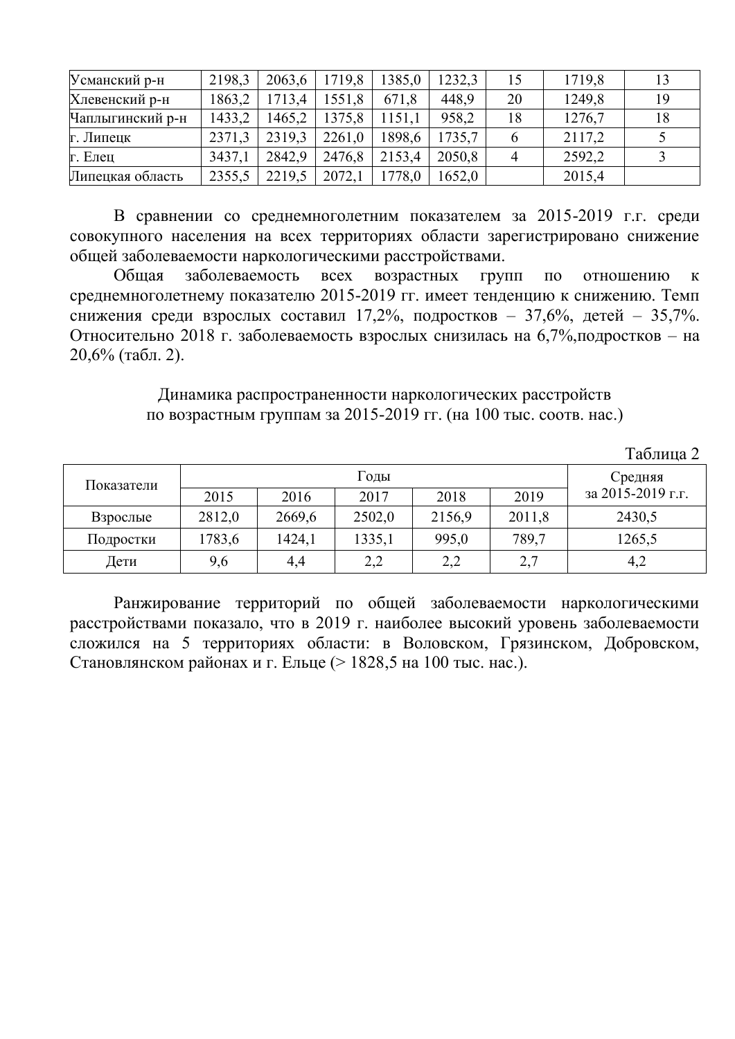| Усманский р-н | 2198,3 | 2063,6 | 1719,8 | 1385,0 | 1232,3 | 15 | 1719,8 | 13 |
|---|---|---|---|---|---|---|---|---|
| Хлевенский р-н | 1863,2 | 1713,4 | 1551,8 | 671,8 | 448,9 | 20 | 1249,8 | 19 |
| Чаплыгинский р-н | 1433,2 | 1465,2 | 1375,8 | 1151,1 | 958,2 | 18 | 1276,7 | 18 |
| г. Липецк | 2371,3 | 2319,3 | 2261,0 | 1898,6 | 1735,7 | 6 | 2117,2 | 5 |
| г. Елец | 3437,1 | 2842,9 | 2476,8 | 2153,4 | 2050,8 | 4 | 2592,2 | 3 |
| Липецкая область | 2355,5 | 2219,5 | 2072,1 | 1778,0 | 1652,0 | | 2015,4 | |

В сравнении со среднемноголетним показателем за 2015-2019 г.г. среди совокупного населения на всех территориях области зарегистрировано снижение общей заболеваемости наркологическими расстройствами.

Общая заболеваемость всех возрастных групп по отношению к среднемноголетнему показателю 2015-2019 гг. имеет тенденцию к снижению. Темп снижения среди взрослых составил 17,2%, подростков – 37,6%, детей – 35,7%. Относительно 2018 г. заболеваемость взрослых снизилась на 6,7%,подростков – на 20,6% (табл. 2).

Динамика распространенности наркологических расстройств по возрастным группам за 2015-2019 гг. (на 100 тыс. соотв. нас.)

Таблица 2

| Показатели | Годы | | | | | Средняя за 2015-2019 г.г. |
|---|---|---|---|---|---|---|
| | 2015 | 2016 | 2017 | 2018 | 2019 | |
| Взрослые | 2812,0 | 2669,6 | 2502,0 | 2156,9 | 2011,8 | 2430,5 |
| Подростки | 1783,6 | 1424,1 | 1335,1 | 995,0 | 789,7 | 1265,5 |
| Дети | 9,6 | 4,4 | 2,2 | 2,2 | 2,7 | 4,2 |

Ранжирование территорий по общей заболеваемости наркологическими расстройствами показало, что в 2019 г. наиболее высокий уровень заболеваемости сложился на 5 территориях области: в Воловском, Грязинском, Добровском, Становлянском районах и г. Ельце (> 1828,5 на 100 тыс. нас.).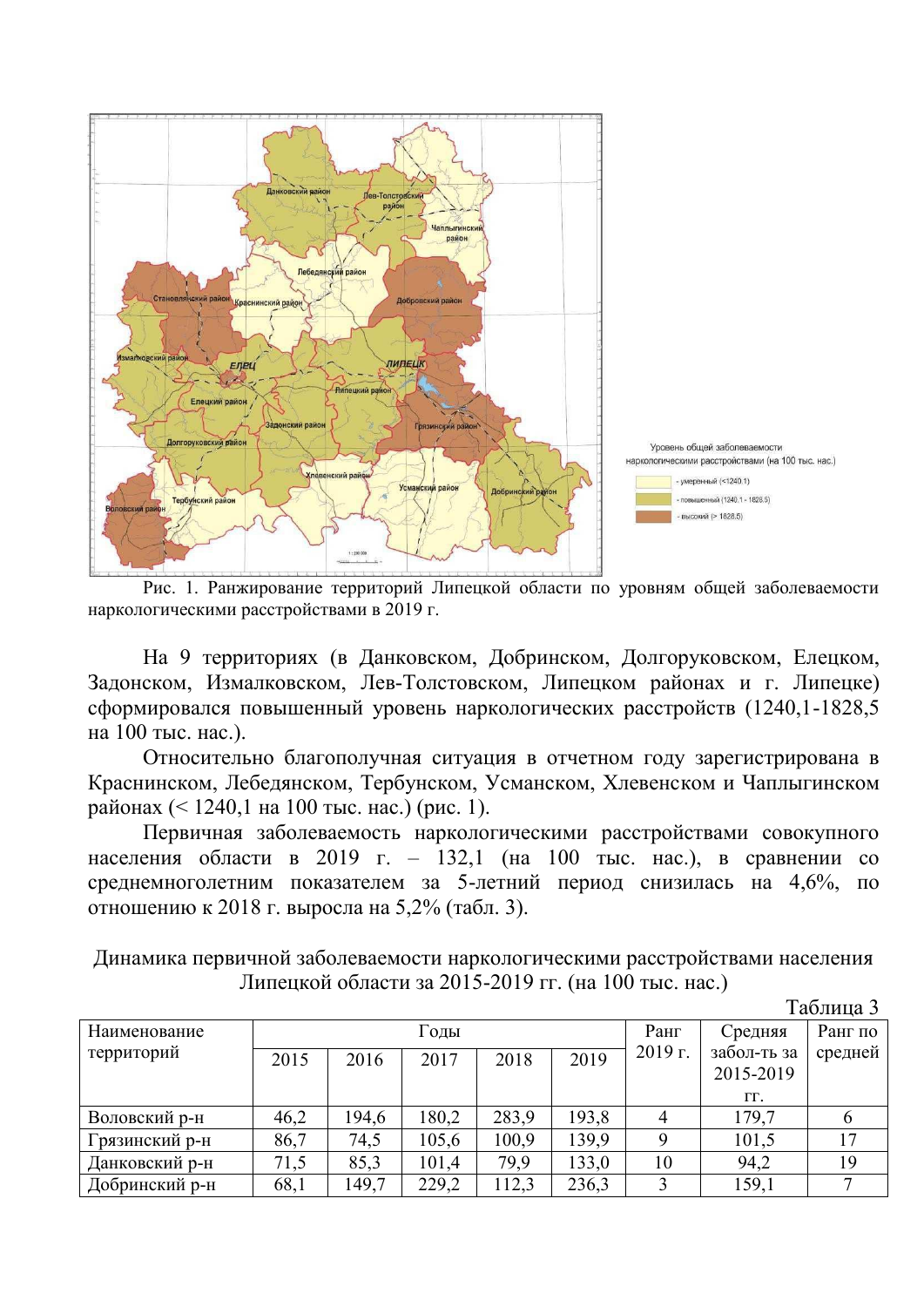Рис. 1. Ранжирование территорий Липецкой области по уровням общей заболеваемости наркологическими расстройствами в 2019 г.

На 9 территориях (в Данковском, Добринском, Долгоруковском, Елецком, Задонском, Измалковском, Лев-Толстовском, Липецком районах и г. Липецке) сформировался повышенный уровень наркологических расстройств (1240,1-1828,5 на 100 тыс. нас.).

Относительно благополучная ситуация в отчетном году зарегистрирована в Краснинском, Лебедянском, Тербунском, Усманском, Хлевенском и Чаплыгинском районах (< 1240,1 на 100 тыс. нас.) (рис. 1).

Первичная заболеваемость наркологическими расстройствами совокупного населения области в 2019 г. – 132,1 (на 100 тыс. нас.), в сравнении со среднемноголетним показателем за 5-летний период снизилась на 4,6%, по отношению к 2018 г. выросла на 5,2% (табл. 3).

Динамика первичной заболеваемости наркологическими расстройствами населения Липецкой области за 2015-2019 гг. (на 100 тыс. нас.)

Таблица 3

| Наименование территорий | Годы | | | | | Ранг 2019 г. | Средняя забол-ть за 2015-2019 гг. | Ранг по средней |
|---|---|---|---|---|---|---|---|---|
| | 2015 | 2016 | 2017 | 2018 | 2019 | | | |
| Воловский р-н | 46,2 | 194,6 | 180,2 | 283,9 | 193,8 | 4 | 179,7 | 6 |
| Грязинский р-н | 86,7 | 74,5 | 105,6 | 100,9 | 139,9 | 9 | 101,5 | 17 |
| Данковский р-н | 71,5 | 85,3 | 101,4 | 79,9 | 133,0 | 10 | 94,2 | 19 |
| Добринский р-н | 68,1 | 149,7 | 229,2 | 112,3 | 236,3 | 3 | 159,1 | 7 |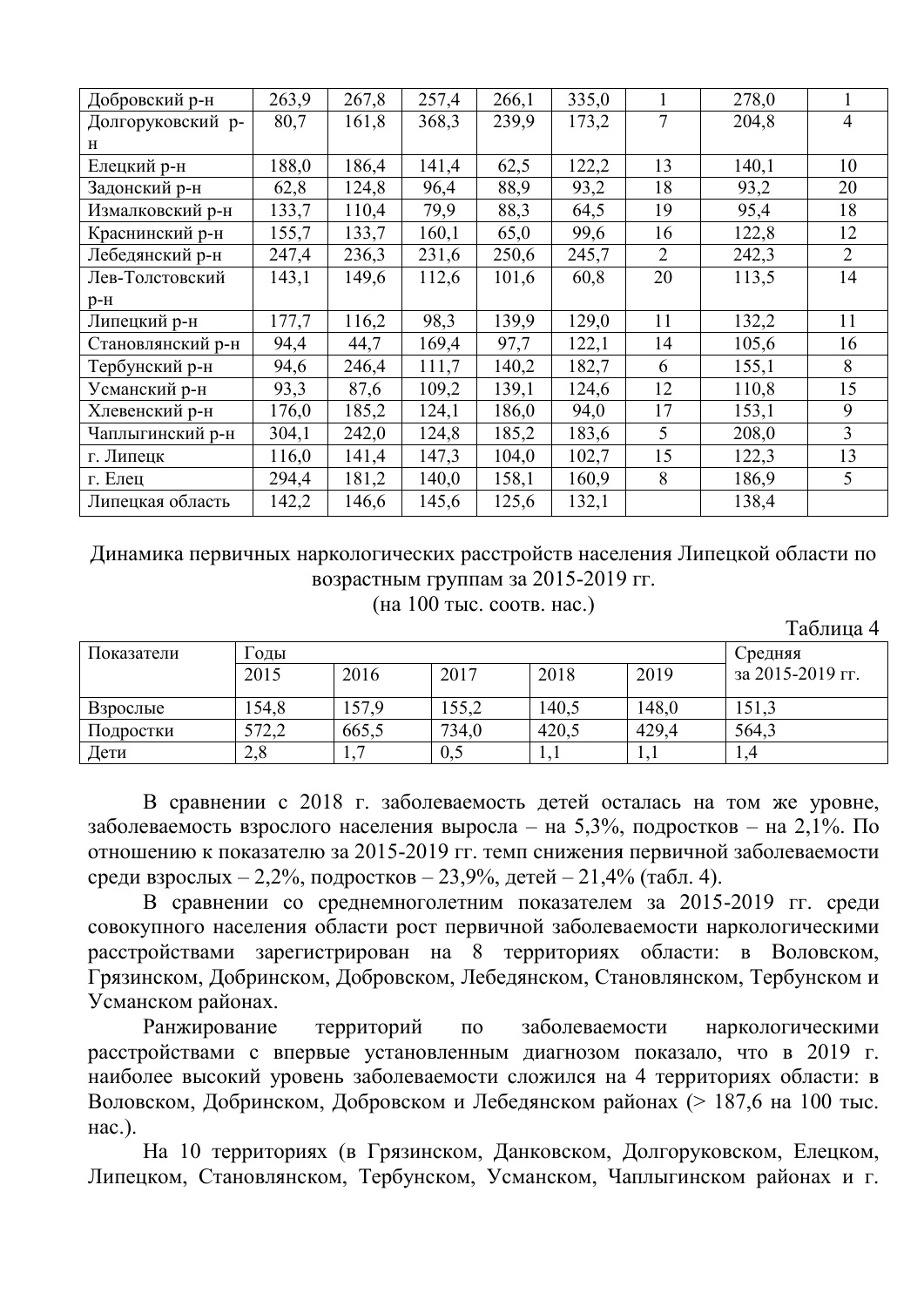| Добровский р-н | 263,9 | 267,8 | 257,4 | 266,1 | 335,0 | 1 | 278,0 | 1 |
|---|---|---|---|---|---|---|---|---|
| Долгоруковский р-н | 80,7 | 161,8 | 368,3 | 239,9 | 173,2 | 7 | 204,8 | 4 |
| Елецкий р-н | 188,0 | 186,4 | 141,4 | 62,5 | 122,2 | 13 | 140,1 | 10 |
| Задонский р-н | 62,8 | 124,8 | 96,4 | 88,9 | 93,2 | 18 | 93,2 | 20 |
| Измалковский р-н | 133,7 | 110,4 | 79,9 | 88,3 | 64,5 | 19 | 95,4 | 18 |
| Краснинский р-н | 155,7 | 133,7 | 160,1 | 65,0 | 99,6 | 16 | 122,8 | 12 |
| Лебедянский р-н | 247,4 | 236,3 | 231,6 | 250,6 | 245,7 | 2 | 242,3 | 2 |
| Лев-Толстовский р-н | 143,1 | 149,6 | 112,6 | 101,6 | 60,8 | 20 | 113,5 | 14 |
| Липецкий р-н | 177,7 | 116,2 | 98,3 | 139,9 | 129,0 | 11 | 132,2 | 11 |
| Становлянский р-н | 94,4 | 44,7 | 169,4 | 97,7 | 122,1 | 14 | 105,6 | 16 |
| Тербунский р-н | 94,6 | 246,4 | 111,7 | 140,2 | 182,7 | 6 | 155,1 | 8 |
| Усманский р-н | 93,3 | 87,6 | 109,2 | 139,1 | 124,6 | 12 | 110,8 | 15 |
| Хлевенский р-н | 176,0 | 185,2 | 124,1 | 186,0 | 94,0 | 17 | 153,1 | 9 |
| Чаплыгинский р-н | 304,1 | 242,0 | 124,8 | 185,2 | 183,6 | 5 | 208,0 | 3 |
| г. Липецк | 116,0 | 141,4 | 147,3 | 104,0 | 102,7 | 15 | 122,3 | 13 |
| г. Елец | 294,4 | 181,2 | 140,0 | 158,1 | 160,9 | 8 | 186,9 | 5 |
| Липецкая область | 142,2 | 146,6 | 145,6 | 125,6 | 132,1 | | 138,4 | |

Динамика первичных наркологических расстройств населения Липецкой области по возрастным группам за 2015-2019 гг.
(на 100 тыс. соотв. нас.)

Таблица 4

| Показатели | Годы | | | | | Средняя за 2015-2019 гг. |
|---|---|---|---|---|---|---|
| | 2015 | 2016 | 2017 | 2018 | 2019 | |
| Взрослые | 154,8 | 157,9 | 155,2 | 140,5 | 148,0 | 151,3 |
| Подростки | 572,2 | 665,5 | 734,0 | 420,5 | 429,4 | 564,3 |
| Дети | 2,8 | 1,7 | 0,5 | 1,1 | 1,1 | 1,4 |

В сравнении с 2018 г. заболеваемость детей осталась на том же уровне, заболеваемость взрослого населения выросла – на 5,3%, подростков – на 2,1%. По отношению к показателю за 2015-2019 гг. темп снижения первичной заболеваемости среди взрослых – 2,2%, подростков – 23,9%, детей – 21,4% (табл. 4).

В сравнении со среднемноголетним показателем за 2015-2019 гг. среди совокупного населения области рост первичной заболеваемости наркологическими расстройствами зарегистрирован на 8 территориях области: в Воловском, Грязинском, Добринском, Добровском, Лебедянском, Становлянском, Тербунском и Усманском районах.

Ранжирование территорий по заболеваемости наркологическими расстройствами с впервые установленным диагнозом показало, что в 2019 г. наиболее высокий уровень заболеваемости сложился на 4 территориях области: в Воловском, Добринском, Добровском и Лебедянском районах (> 187,6 на 100 тыс. нас.).

На 10 территориях (в Грязинском, Данковском, Долгоруковском, Елецком, Липецком, Становлянском, Тербунском, Усманском, Чаплыгинском районах и г.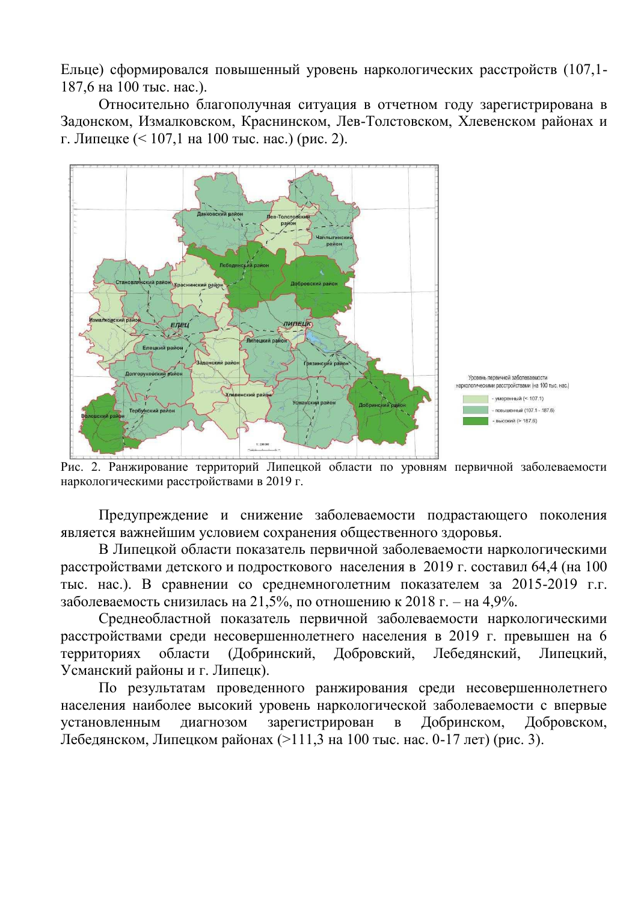Ельце) сформировался повышенный уровень наркологических расстройств (107,1-187,6 на 100 тыс. нас.).

Относительно благополучная ситуация в отчетном году зарегистрирована в Задонском, Измалковском, Краснинском, Лев-Толстовском, Хлевенском районах и г. Липецке (< 107,1 на 100 тыс. нас.) (рис. 2).

Рис. 2. Ранжирование территорий Липецкой области по уровням первичной заболеваемости наркологическими расстройствами в 2019 г.

Предупреждение и снижение заболеваемости подрастающего поколения является важнейшим условием сохранения общественного здоровья.

В Липецкой области показатель первичной заболеваемости наркологическими расстройствами детского и подросткового населения в 2019 г. составил 64,4 (на 100 тыс. нас.). В сравнении со среднемноголетним показателем за 2015-2019 г.г. заболеваемость снизилась на 21,5%, по отношению к 2018 г. – на 4,9%.

Среднеобластной показатель первичной заболеваемости наркологическими расстройствами среди несовершеннолетнего населения в 2019 г. превышен на 6 территориях области (Добринский, Добровский, Лебедянский, Липецкий, Усманский районы и г. Липецк).

По результатам проведенного ранжирования среди несовершеннолетнего населения наиболее высокий уровень наркологической заболеваемости с впервые установленным диагнозом зарегистрирован в Добринском, Добровском, Лебедянском, Липецком районах (>111,3 на 100 тыс. нас. 0-17 лет) (рис. 3).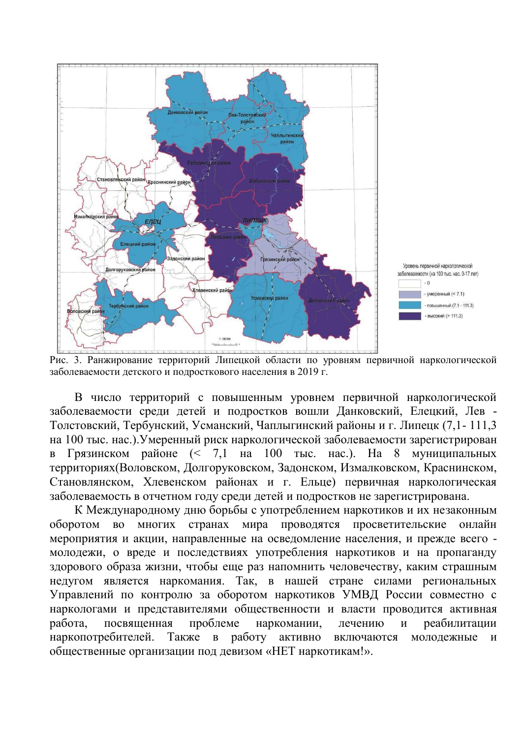Рис. 3. Ранжирование территорий Липецкой области по уровням первичной наркологической заболеваемости детского и подросткового населения в 2019 г.

В число территорий с повышенным уровнем первичной наркологической заболеваемости среди детей и подростков вошли Данковский, Елецкий, Лев - Толстовский, Тербунский, Усманский, Чаплыгинский районы и г. Липецк (7,1- 111,3 на 100 тыс. нас.).Умеренный риск наркологической заболеваемости зарегистрирован в Грязинском районе (< 7,1 на 100 тыс. нас.). На 8 муниципальных территориях(Воловском, Долгоруковском, Задонском, Измалковском, Краснинском, Становлянском, Хлевенском районах и г. Ельце) первичная наркологическая заболеваемость в отчетном году среди детей и подростков не зарегистрирована.

К Международному дню борьбы с употреблением наркотиков и их незаконным оборотом во многих странах мира проводятся просветительские онлайн мероприятия и акции, направленные на осведомление населения, и прежде всего - молодежи, о вреде и последствиях употребления наркотиков и на пропаганду здорового образа жизни, чтобы еще раз напомнить человечеству, каким страшным недугом является наркомания. Так, в нашей стране силами региональных Управлений по контролю за оборотом наркотиков УМВД России совместно с наркологами и представителями общественности и власти проводится активная работа, посвященная проблеме наркомании, лечению и реабилитации наркопотребителей. Также в работу активно включаются молодежные и общественные организации под девизом «НЕТ наркотикам!».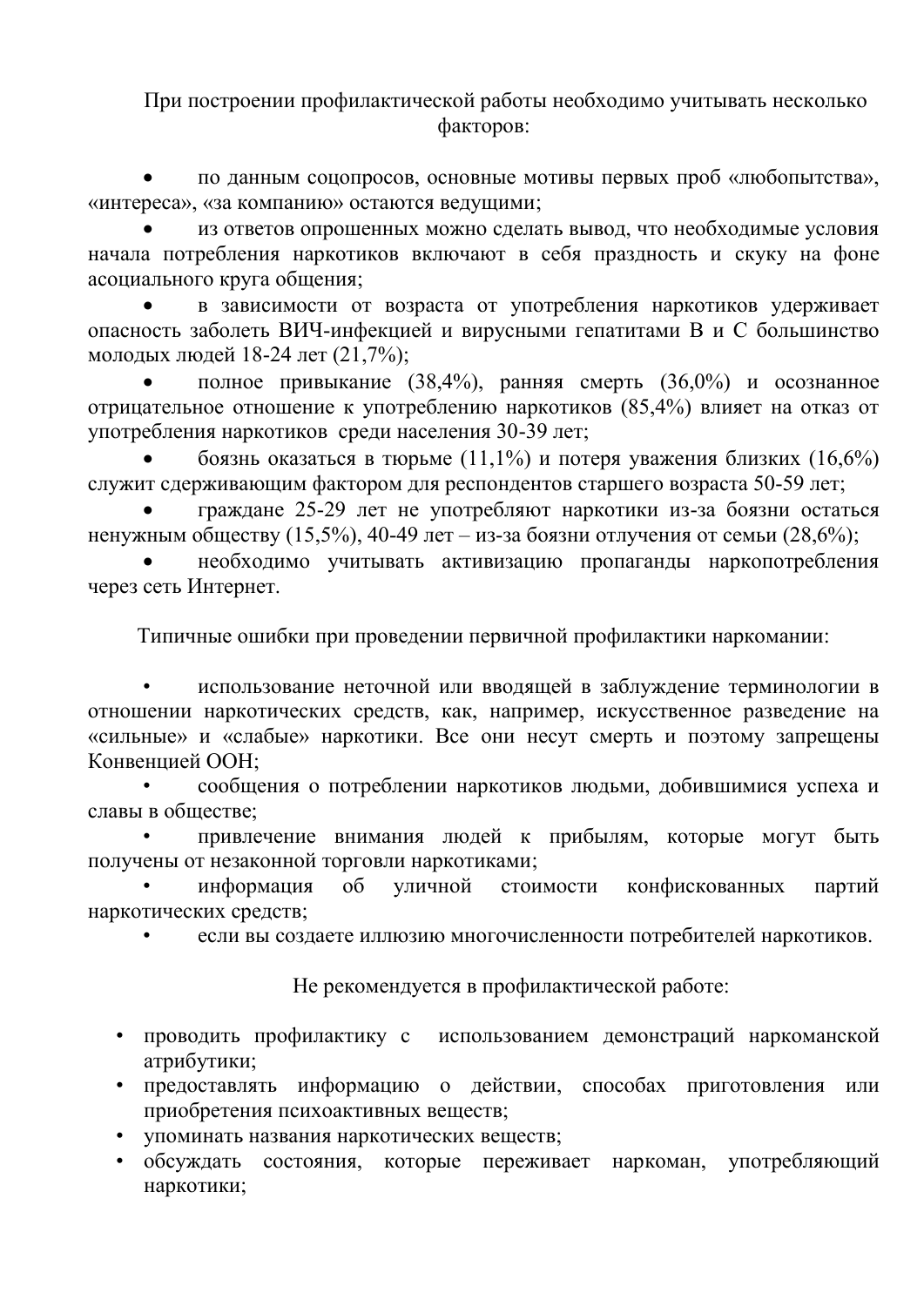При построении профилактической работы необходимо учитывать несколько факторов:

- по данным соцопросов, основные мотивы первых проб «любопытства», «интереса», «за компанию» остаются ведущими;
- из ответов опрошенных можно сделать вывод, что необходимые условия начала потребления наркотиков включают в себя праздность и скуку на фоне асоциального круга общения;
- в зависимости от возраста от употребления наркотиков удерживает опасность заболеть ВИЧ-инфекцией и вирусными гепатитами В и С большинство молодых людей 18-24 лет (21,7%);
- полное привыкание (38,4%), ранняя смерть (36,0%) и осознанное отрицательное отношение к употреблению наркотиков (85,4%) влияет на отказ от употребления наркотиков среди населения 30-39 лет;
- боязнь оказаться в тюрьме (11,1%) и потеря уважения близких (16,6%) служит сдерживающим фактором для респондентов старшего возраста 50-59 лет;
- граждане 25-29 лет не употребляют наркотики из-за боязни остаться ненужным обществу (15,5%), 40-49 лет – из-за боязни отлучения от семьи (28,6%);
- необходимо учитывать активизацию пропаганды наркопотребления через сеть Интернет.

Типичные ошибки при проведении первичной профилактики наркомании:

- использование неточной или вводящей в заблуждение терминологии в отношении наркотических средств, как, например, искусственное разведение на «сильные» и «слабые» наркотики. Все они несут смерть и поэтому запрещены Конвенцией ООН;
- сообщения о потреблении наркотиков людьми, добившимися успеха и славы в обществе;
- привлечение внимания людей к прибылям, которые могут быть получены от незаконной торговли наркотиками;
- информация об уличной стоимости конфискованных партий наркотических средств;
- если вы создаете иллюзию многочисленности потребителей наркотиков.

Не рекомендуется в профилактической работе:

- проводить профилактику с использованием демонстраций наркоманской атрибутики;
- предоставлять информацию о действии, способах приготовления или приобретения психоактивных веществ;
- упоминать названия наркотических веществ;
- обсуждать состояния, которые переживает наркоман, употребляющий наркотики;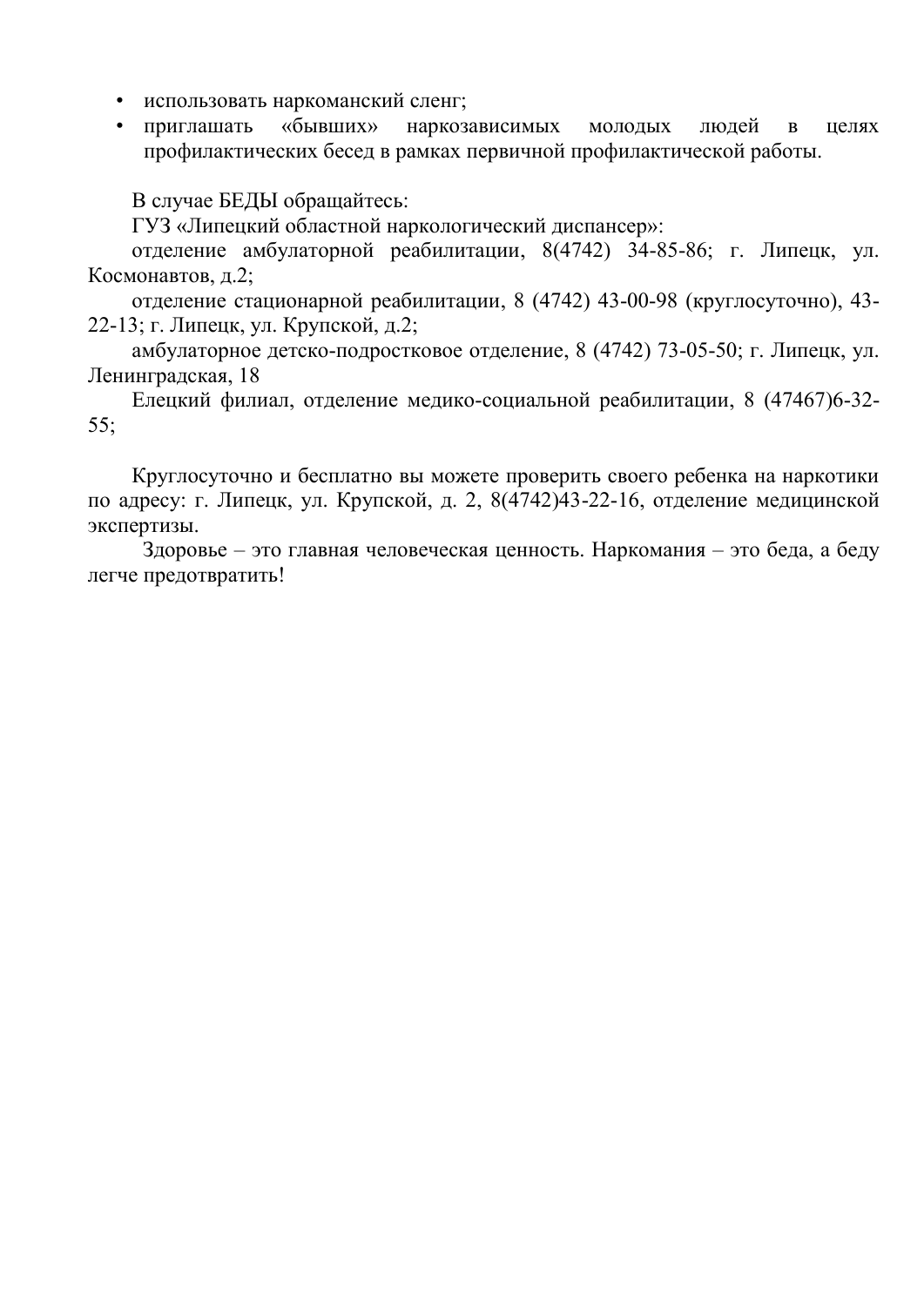- использовать наркоманский сленг;
- приглашать «бывших» наркозависимых молодых людей в целях профилактических бесед в рамках первичной профилактической работы.

В случае БЕДЫ обращайтесь:

ГУЗ «Липецкий областной наркологический диспансер»:

отделение амбулаторной реабилитации, 8(4742) 34-85-86; г. Липецк, ул. Космонавтов, д.2;

отделение стационарной реабилитации, 8 (4742) 43-00-98 (круглосуточно), 43-22-13; г. Липецк, ул. Крупской, д.2;

амбулаторное детско-подростковое отделение, 8 (4742) 73-05-50; г. Липецк, ул. Ленинградская, 18

Елецкий филиал, отделение медико-социальной реабилитации, 8 (47467)6-32-55;

Круглосуточно и бесплатно вы можете проверить своего ребенка на наркотики по адресу: г. Липецк, ул. Крупской, д. 2, 8(4742)43-22-16, отделение медицинской экспертизы.

Здоровье – это главная человеческая ценность. Наркомания – это беда, а беду легче предотвратить!